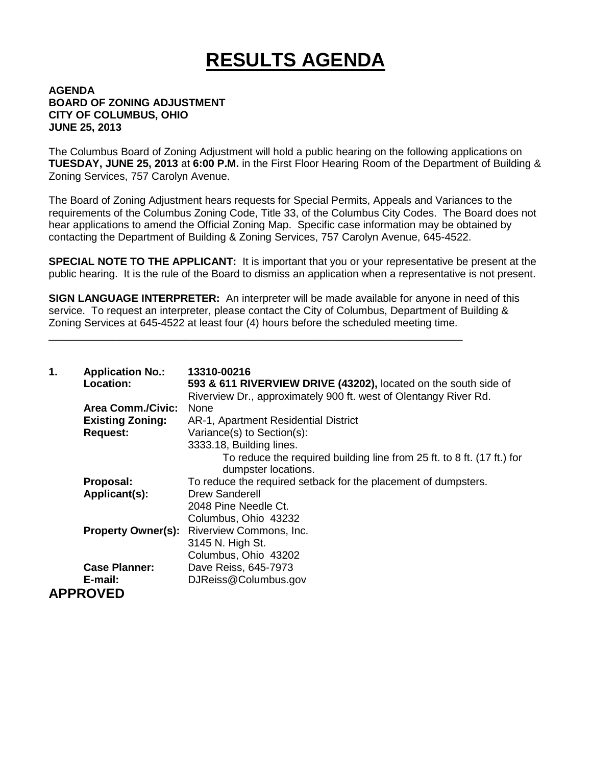# RESULTS AGENDA

**AGENDA**
**BOARD OF ZONING ADJUSTMENT**
**CITY OF COLUMBUS, OHIO**
**JUNE 25, 2013**

The Columbus Board of Zoning Adjustment will hold a public hearing on the following applications on **TUESDAY, JUNE 25, 2013** at **6:00 P.M.** in the First Floor Hearing Room of the Department of Building & Zoning Services, 757 Carolyn Avenue.

The Board of Zoning Adjustment hears requests for Special Permits, Appeals and Variances to the requirements of the Columbus Zoning Code, Title 33, of the Columbus City Codes. The Board does not hear applications to amend the Official Zoning Map. Specific case information may be obtained by contacting the Department of Building & Zoning Services, 757 Carolyn Avenue, 645-4522.

**SPECIAL NOTE TO THE APPLICANT:** It is important that you or your representative be present at the public hearing. It is the rule of the Board to dismiss an application when a representative is not present.

**SIGN LANGUAGE INTERPRETER:** An interpreter will be made available for anyone in need of this service. To request an interpreter, please contact the City of Columbus, Department of Building & Zoning Services at 645-4522 at least four (4) hours before the scheduled meeting time.

---

**1. Application No.:** **13310-00216**
**Location:** **593 & 611 RIVERVIEW DRIVE (43202),** located on the south side of Riverview Dr., approximately 900 ft. west of Olentangy River Rd.
**Area Comm./Civic:** None
**Existing Zoning:** AR-1, Apartment Residential District
**Request:** Variance(s) to Section(s):
3333.18, Building lines.
To reduce the required building line from 25 ft. to 8 ft. (17 ft.) for dumpster locations.
**Proposal:** To reduce the required setback for the placement of dumpsters.
**Applicant(s):** Drew Sanderell
2048 Pine Needle Ct.
Columbus, Ohio 43232
**Property Owner(s):** Riverview Commons, Inc.
3145 N. High St.
Columbus, Ohio 43202
**Case Planner:** Dave Reiss, 645-7973
**E-mail:** DJReiss@Columbus.gov

**APPROVED**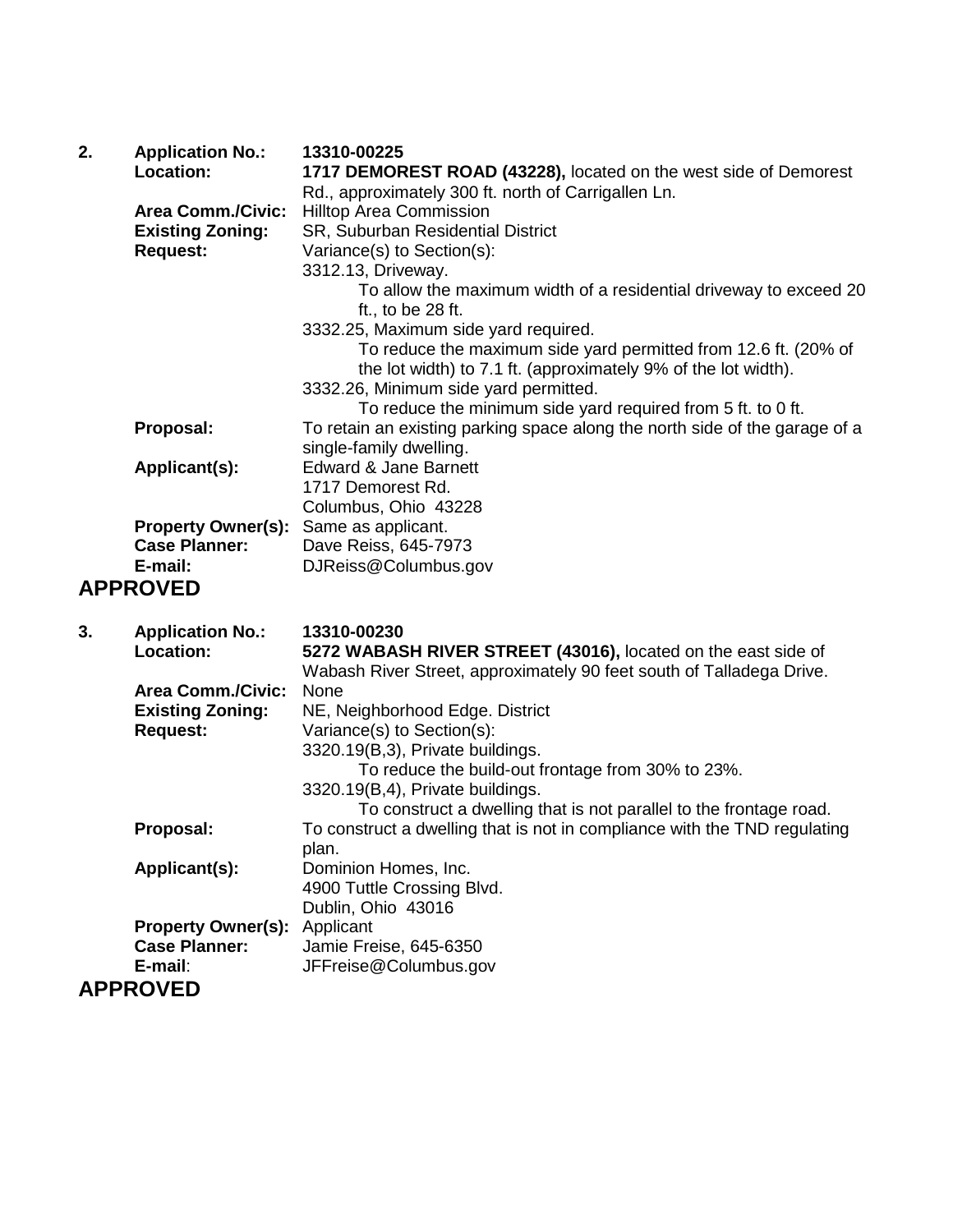**2.** **Application No.:** **13310-00225**

**Location:** **1717 DEMOREST ROAD (43228),** located on the west side of Demorest Rd., approximately 300 ft. north of Carrigallen Ln.

**Area Comm./Civic:** Hilltop Area Commission

**Existing Zoning:** SR, Suburban Residential District

**Request:** Variance(s) to Section(s):

3312.13, Driveway.

To allow the maximum width of a residential driveway to exceed 20 ft., to be 28 ft.

3332.25, Maximum side yard required.

To reduce the maximum side yard permitted from 12.6 ft. (20% of the lot width) to 7.1 ft. (approximately 9% of the lot width).

3332.26, Minimum side yard permitted.

To reduce the minimum side yard required from 5 ft. to 0 ft.

**Proposal:** To retain an existing parking space along the north side of the garage of a single-family dwelling.

**Applicant(s):** Edward & Jane Barnett
1717 Demorest Rd.
Columbus, Ohio 43228

**Property Owner(s):** Same as applicant.

**Case Planner:** Dave Reiss, 645-7973

**E-mail:** DJReiss@Columbus.gov

## APPROVED

**3.** **Application No.:** **13310-00230**

**Location:** **5272 WABASH RIVER STREET (43016),** located on the east side of Wabash River Street, approximately 90 feet south of Talladega Drive.

**Area Comm./Civic:** None

**Existing Zoning:** NE, Neighborhood Edge. District

**Request:** Variance(s) to Section(s):

3320.19(B,3), Private buildings.

To reduce the build-out frontage from 30% to 23%.

3320.19(B,4), Private buildings.

To construct a dwelling that is not parallel to the frontage road.

**Proposal:** To construct a dwelling that is not in compliance with the TND regulating plan.

**Applicant(s):** Dominion Homes, Inc.
4900 Tuttle Crossing Blvd.
Dublin, Ohio 43016

**Property Owner(s):** Applicant

**Case Planner:** Jamie Freise, 645-6350

**E-mail**: JFFreise@Columbus.gov

## APPROVED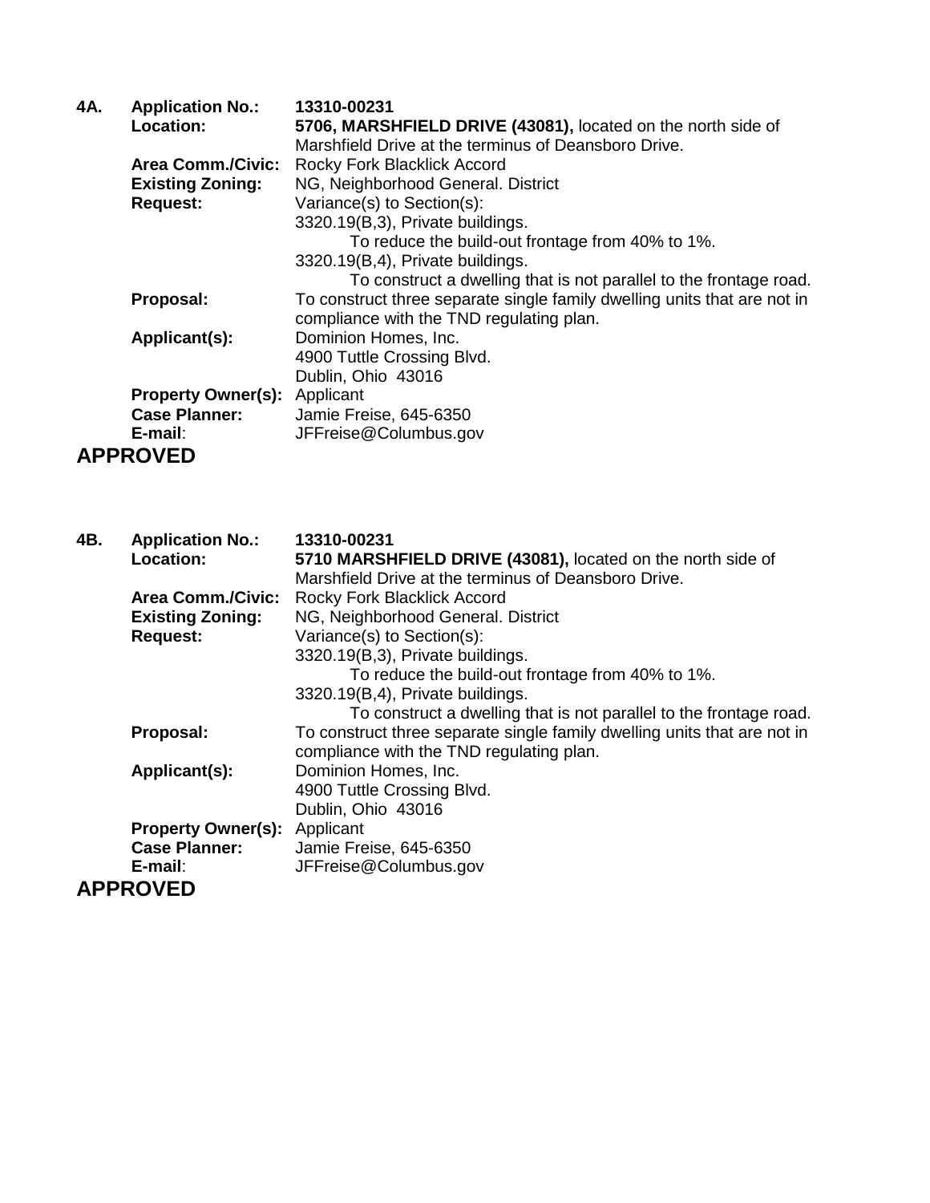**4A.** **Application No.:** **13310-00231**

**Location:** **5706, MARSHFIELD DRIVE (43081),** located on the north side of Marshfield Drive at the terminus of Deansboro Drive.

**Area Comm./Civic:** Rocky Fork Blacklick Accord

**Existing Zoning:** NG, Neighborhood General. District

**Request:** Variance(s) to Section(s):

3320.19(B,3), Private buildings.

To reduce the build-out frontage from 40% to 1%.

3320.19(B,4), Private buildings.

To construct a dwelling that is not parallel to the frontage road.

**Proposal:** To construct three separate single family dwelling units that are not in compliance with the TND regulating plan.

**Applicant(s):** Dominion Homes, Inc.
4900 Tuttle Crossing Blvd.
Dublin, Ohio 43016

**Property Owner(s):** Applicant

**Case Planner:** Jamie Freise, 645-6350

**E-mail**: JFFreise@Columbus.gov

**APPROVED**

**4B.** **Application No.:** **13310-00231**

**Location:** **5710 MARSHFIELD DRIVE (43081),** located on the north side of Marshfield Drive at the terminus of Deansboro Drive.

**Area Comm./Civic:** Rocky Fork Blacklick Accord

**Existing Zoning:** NG, Neighborhood General. District

**Request:** Variance(s) to Section(s):

3320.19(B,3), Private buildings.

To reduce the build-out frontage from 40% to 1%.

3320.19(B,4), Private buildings.

To construct a dwelling that is not parallel to the frontage road.

**Proposal:** To construct three separate single family dwelling units that are not in compliance with the TND regulating plan.

**Applicant(s):** Dominion Homes, Inc.
4900 Tuttle Crossing Blvd.
Dublin, Ohio 43016

**Property Owner(s):** Applicant

**Case Planner:** Jamie Freise, 645-6350

**E-mail**: JFFreise@Columbus.gov

**APPROVED**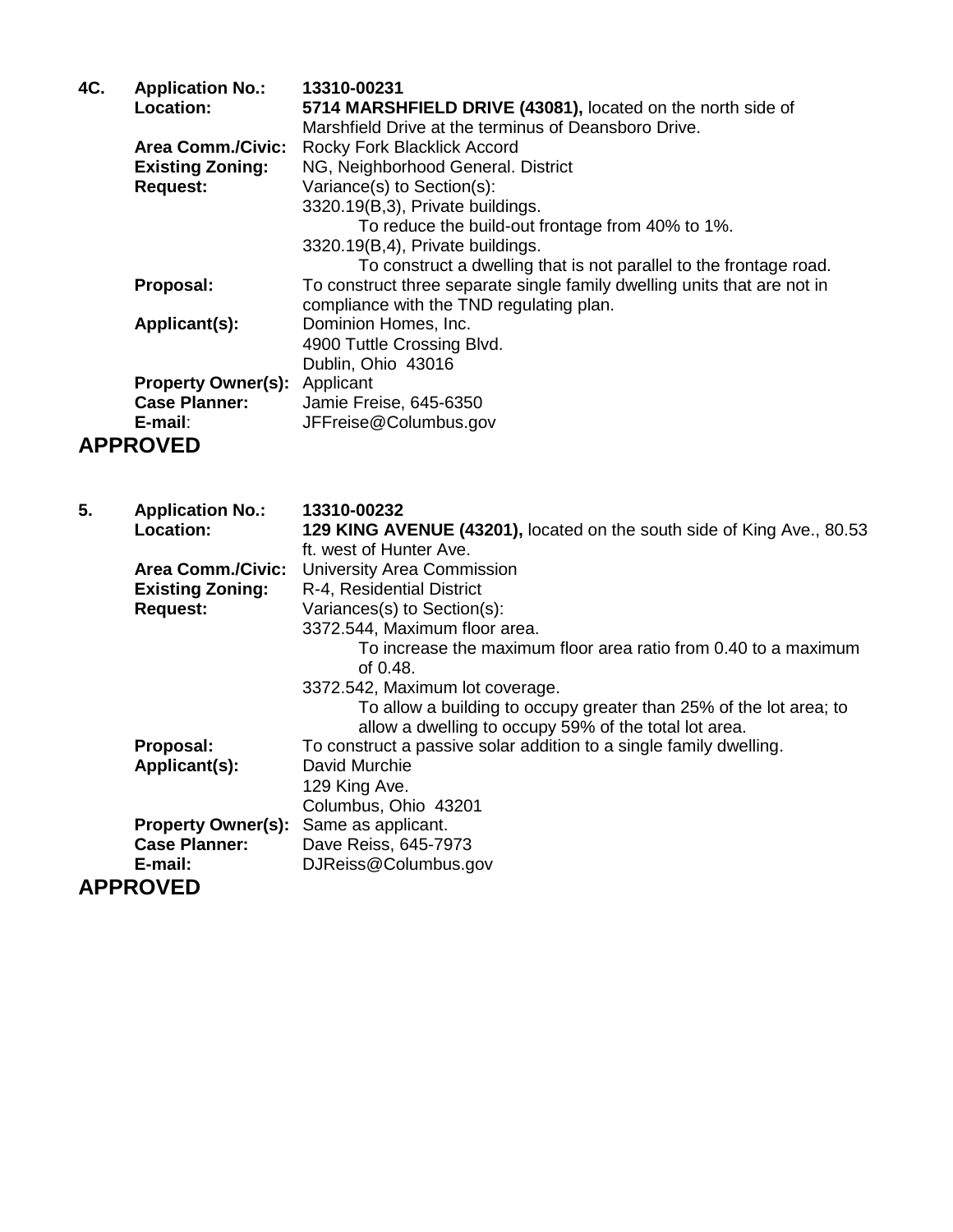**4C.** **Application No.:** **13310-00231**

**Location:** **5714 MARSHFIELD DRIVE (43081),** located on the north side of Marshfield Drive at the terminus of Deansboro Drive.

**Area Comm./Civic:** Rocky Fork Blacklick Accord

**Existing Zoning:** NG, Neighborhood General. District

**Request:** Variance(s) to Section(s):

3320.19(B,3), Private buildings.

To reduce the build-out frontage from 40% to 1%.

3320.19(B,4), Private buildings.

To construct a dwelling that is not parallel to the frontage road.

**Proposal:** To construct three separate single family dwelling units that are not in compliance with the TND regulating plan.

**Applicant(s):** Dominion Homes, Inc.
4900 Tuttle Crossing Blvd.
Dublin, Ohio 43016

**Property Owner(s):** Applicant

**Case Planner:** Jamie Freise, 645-6350

**E-mail**: JFFreise@Columbus.gov

**APPROVED**

**5.** **Application No.:** **13310-00232**

**Location:** **129 KING AVENUE (43201),** located on the south side of King Ave., 80.53 ft. west of Hunter Ave.

**Area Comm./Civic:** University Area Commission

**Existing Zoning:** R-4, Residential District

**Request:** Variances(s) to Section(s):

3372.544, Maximum floor area.

To increase the maximum floor area ratio from 0.40 to a maximum of 0.48.

3372.542, Maximum lot coverage.

To allow a building to occupy greater than 25% of the lot area; to allow a dwelling to occupy 59% of the total lot area.

**Proposal:** To construct a passive solar addition to a single family dwelling.

**Applicant(s):** David Murchie
129 King Ave.
Columbus, Ohio 43201

**Property Owner(s):** Same as applicant.

**Case Planner:** Dave Reiss, 645-7973

**E-mail:** DJReiss@Columbus.gov

**APPROVED**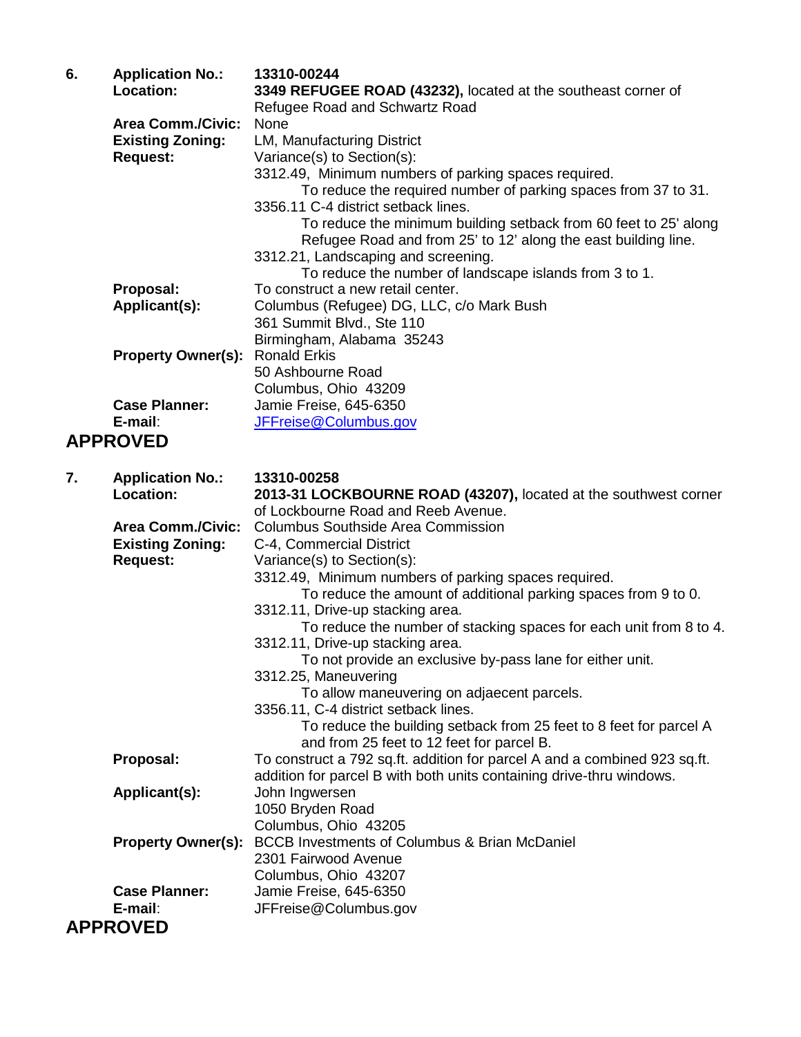**6.** **Application No.:** **13310-00244**

**Location:** **3349 REFUGEE ROAD (43232),** located at the southeast corner of Refugee Road and Schwartz Road

**Area Comm./Civic:** None

**Existing Zoning:** LM, Manufacturing District

**Request:** Variance(s) to Section(s):

3312.49, Minimum numbers of parking spaces required.
To reduce the required number of parking spaces from 37 to 31.

3356.11 C-4 district setback lines.
To reduce the minimum building setback from 60 feet to 25' along Refugee Road and from 25' to 12' along the east building line.

3312.21, Landscaping and screening.
To reduce the number of landscape islands from 3 to 1.

**Proposal:** To construct a new retail center.

**Applicant(s):** Columbus (Refugee) DG, LLC, c/o Mark Bush
361 Summit Blvd., Ste 110
Birmingham, Alabama 35243

**Property Owner(s):** Ronald Erkis
50 Ashbourne Road
Columbus, Ohio 43209

**Case Planner:** Jamie Freise, 645-6350

**E-mail**: JFFreise@Columbus.gov

## APPROVED

**7.** **Application No.:** **13310-00258**

**Location:** **2013-31 LOCKBOURNE ROAD (43207),** located at the southwest corner of Lockbourne Road and Reeb Avenue.

**Area Comm./Civic:** Columbus Southside Area Commission

**Existing Zoning:** C-4, Commercial District

**Request:** Variance(s) to Section(s):

3312.49, Minimum numbers of parking spaces required.
To reduce the amount of additional parking spaces from 9 to 0.

3312.11, Drive-up stacking area.
To reduce the number of stacking spaces for each unit from 8 to 4.

3312.11, Drive-up stacking area.
To not provide an exclusive by-pass lane for either unit.

3312.25, Maneuvering
To allow maneuvering on adjaecent parcels.

3356.11, C-4 district setback lines.
To reduce the building setback from 25 feet to 8 feet for parcel A and from 25 feet to 12 feet for parcel B.

**Proposal:** To construct a 792 sq.ft. addition for parcel A and a combined 923 sq.ft. addition for parcel B with both units containing drive-thru windows.

**Applicant(s):** John Ingwersen
1050 Bryden Road
Columbus, Ohio 43205

**Property Owner(s):** BCCB Investments of Columbus & Brian McDaniel
2301 Fairwood Avenue
Columbus, Ohio 43207

**Case Planner:** Jamie Freise, 645-6350

**E-mail**: JFFreise@Columbus.gov

## APPROVED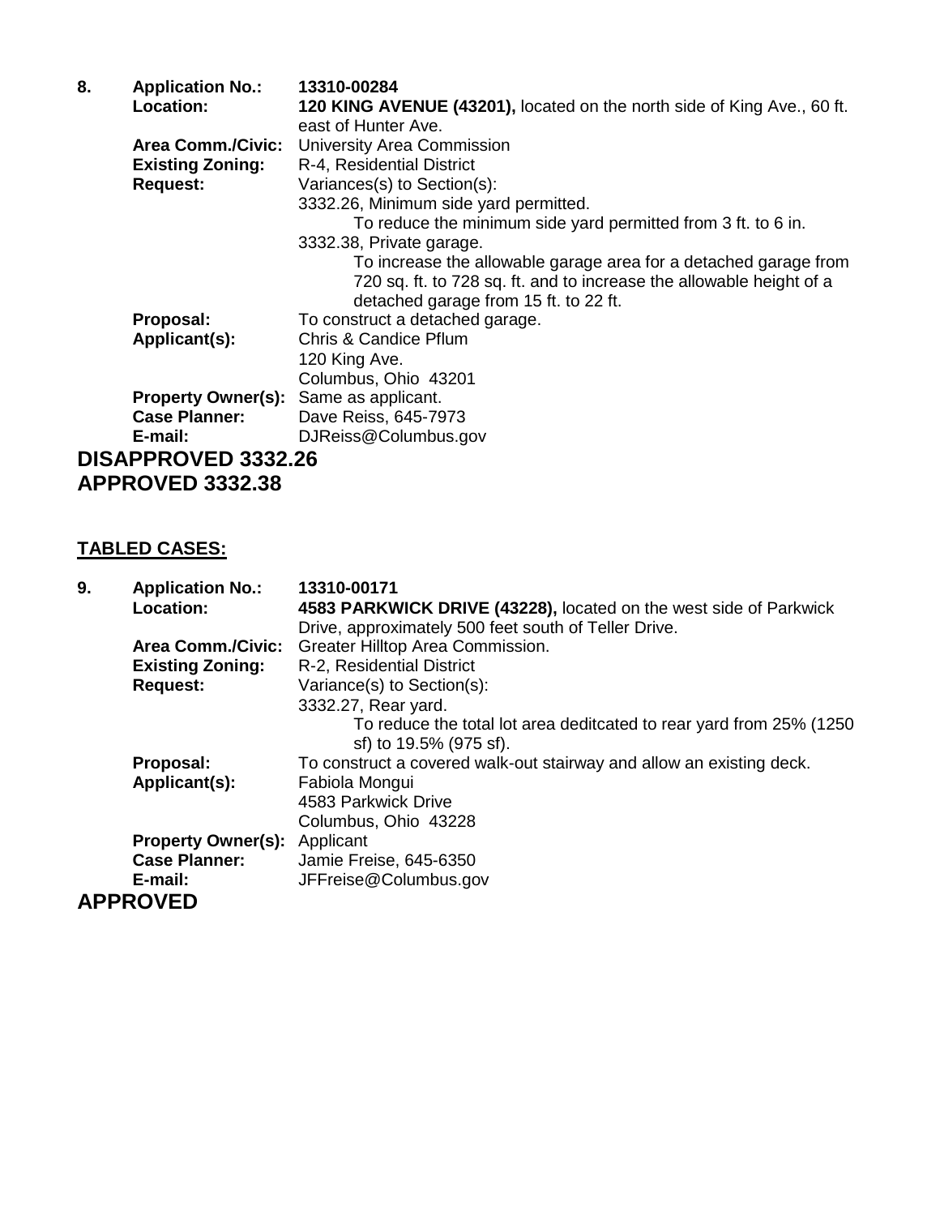**8. Application No.:** **13310-00284**

**Location:** **120 KING AVENUE (43201),** located on the north side of King Ave., 60 ft. east of Hunter Ave.

**Area Comm./Civic:** University Area Commission

**Existing Zoning:** R-4, Residential District

**Request:** Variances(s) to Section(s):

3332.26, Minimum side yard permitted.

To reduce the minimum side yard permitted from 3 ft. to 6 in.

3332.38, Private garage.

To increase the allowable garage area for a detached garage from 720 sq. ft. to 728 sq. ft. and to increase the allowable height of a detached garage from 15 ft. to 22 ft.

**Proposal:** To construct a detached garage.

**Applicant(s):** Chris & Candice Pflum
120 King Ave.
Columbus, Ohio 43201

**Property Owner(s):** Same as applicant.

**Case Planner:** Dave Reiss, 645-7973

**E-mail:** DJReiss@Columbus.gov

## DISAPPROVED 3332.26
## APPROVED 3332.38

## TABLED CASES:

**9. Application No.:** **13310-00171**

**Location:** **4583 PARKWICK DRIVE (43228),** located on the west side of Parkwick Drive, approximately 500 feet south of Teller Drive.

**Area Comm./Civic:** Greater Hilltop Area Commission.

**Existing Zoning:** R-2, Residential District

**Request:** Variance(s) to Section(s):

3332.27, Rear yard.

To reduce the total lot area deditcated to rear yard from 25% (1250 sf) to 19.5% (975 sf).

**Proposal:** To construct a covered walk-out stairway and allow an existing deck.

**Applicant(s):** Fabiola Mongui
4583 Parkwick Drive
Columbus, Ohio 43228

**Property Owner(s):** Applicant

**Case Planner:** Jamie Freise, 645-6350

**E-mail:** JFFreise@Columbus.gov

## APPROVED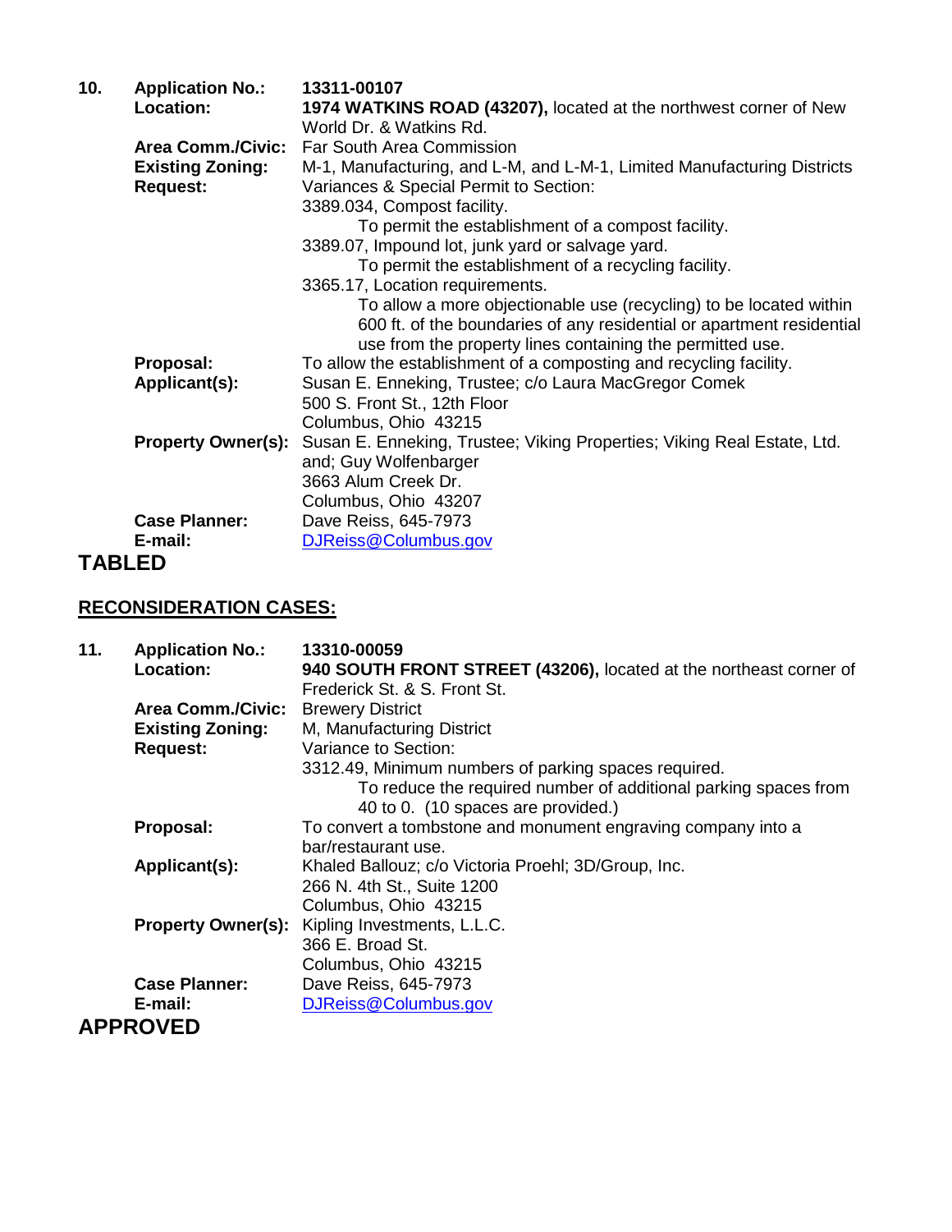**10.** **Application No.:** **13311-00107**

**Location:** **1974 WATKINS ROAD (43207),** located at the northwest corner of New World Dr. & Watkins Rd.

**Area Comm./Civic:** Far South Area Commission

**Existing Zoning:** M-1, Manufacturing, and L-M, and L-M-1, Limited Manufacturing Districts

**Request:** Variances & Special Permit to Section:

3389.034, Compost facility.
To permit the establishment of a compost facility.

3389.07, Impound lot, junk yard or salvage yard.
To permit the establishment of a recycling facility.

3365.17, Location requirements.
To allow a more objectionable use (recycling) to be located within 600 ft. of the boundaries of any residential or apartment residential use from the property lines containing the permitted use.

**Proposal:** To allow the establishment of a composting and recycling facility.

**Applicant(s):** Susan E. Enneking, Trustee; c/o Laura MacGregor Comek
500 S. Front St., 12th Floor
Columbus, Ohio 43215

**Property Owner(s):** Susan E. Enneking, Trustee; Viking Properties; Viking Real Estate, Ltd. and; Guy Wolfenbarger
3663 Alum Creek Dr.
Columbus, Ohio 43207

**Case Planner:** Dave Reiss, 645-7973

**E-mail:** DJReiss@Columbus.gov

**TABLED**

## RECONSIDERATION CASES:

**11.** **Application No.:** **13310-00059**

**Location:** **940 SOUTH FRONT STREET (43206),** located at the northeast corner of Frederick St. & S. Front St.

**Area Comm./Civic:** Brewery District

**Existing Zoning:** M, Manufacturing District

**Request:** Variance to Section:

3312.49, Minimum numbers of parking spaces required.
To reduce the required number of additional parking spaces from 40 to 0. (10 spaces are provided.)

**Proposal:** To convert a tombstone and monument engraving company into a bar/restaurant use.

**Applicant(s):** Khaled Ballouz; c/o Victoria Proehl; 3D/Group, Inc.
266 N. 4th St., Suite 1200
Columbus, Ohio 43215

**Property Owner(s):** Kipling Investments, L.L.C.
366 E. Broad St.
Columbus, Ohio 43215

**Case Planner:** Dave Reiss, 645-7973

**E-mail:** DJReiss@Columbus.gov

**APPROVED**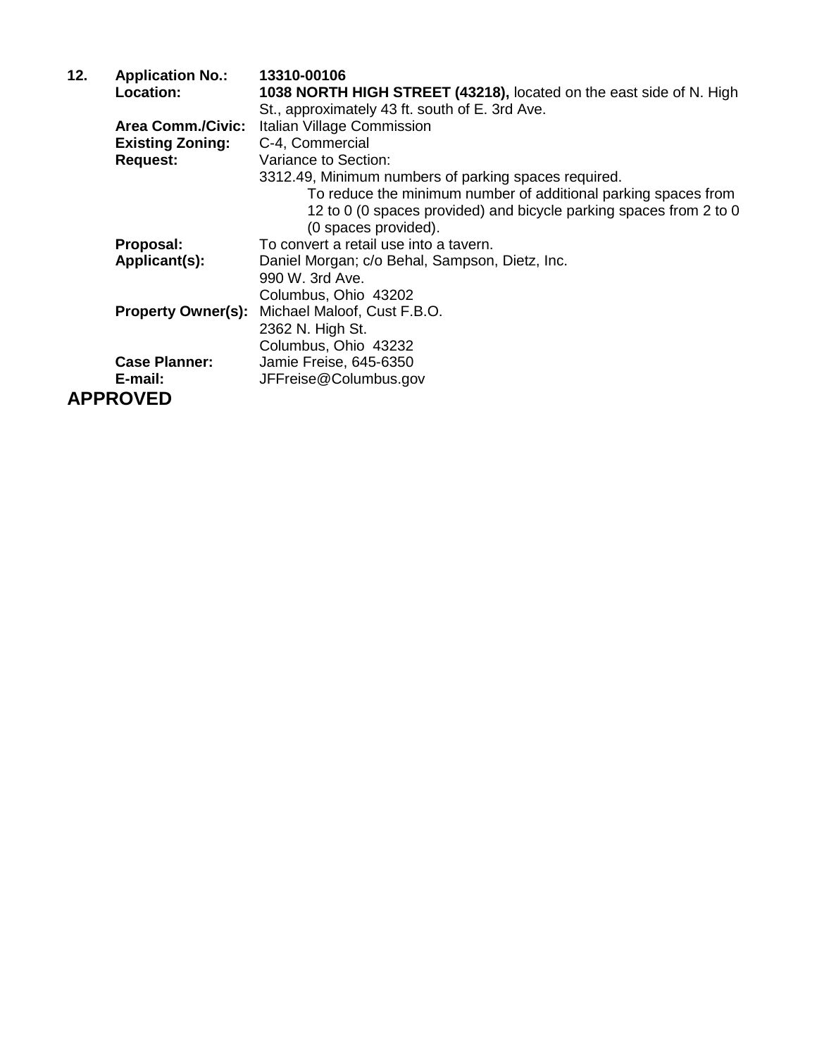**12.** **Application No.:** **13310-00106**

**Location:** **1038 NORTH HIGH STREET (43218),** located on the east side of N. High St., approximately 43 ft. south of E. 3rd Ave.

**Area Comm./Civic:** Italian Village Commission

**Existing Zoning:** C-4, Commercial

**Request:** Variance to Section:

3312.49, Minimum numbers of parking spaces required.

To reduce the minimum number of additional parking spaces from 12 to 0 (0 spaces provided) and bicycle parking spaces from 2 to 0 (0 spaces provided).

**Proposal:** To convert a retail use into a tavern.

**Applicant(s):** Daniel Morgan; c/o Behal, Sampson, Dietz, Inc.
990 W. 3rd Ave.
Columbus, Ohio 43202

**Property Owner(s):** Michael Maloof, Cust F.B.O.
2362 N. High St.
Columbus, Ohio 43232

**Case Planner:** Jamie Freise, 645-6350

**E-mail:** JFFreise@Columbus.gov

**APPROVED**